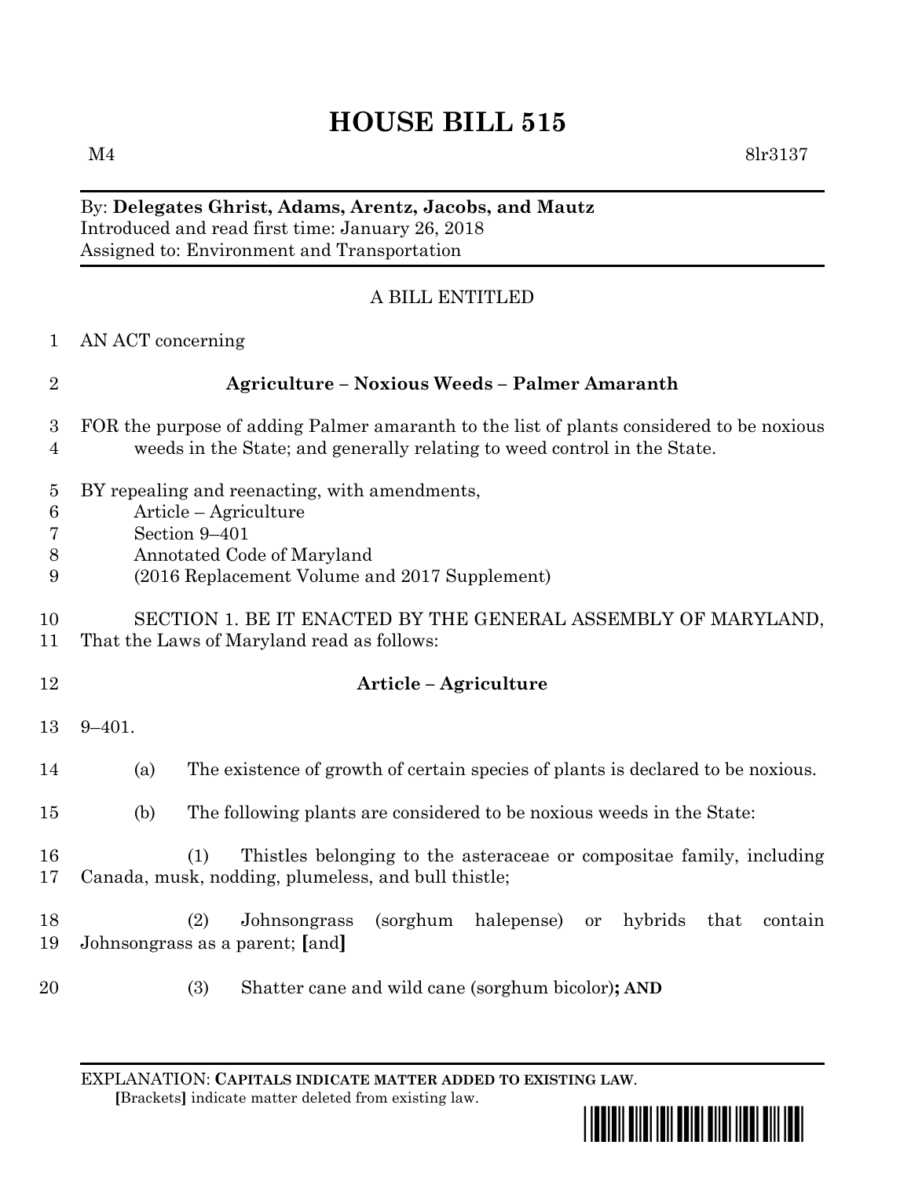# HOUSE BILL 515

M4 8lr3137

By: **Delegates Ghrist, Adams, Arentz, Jacobs, and Mautz**
Introduced and read first time: January 26, 2018
Assigned to: Environment and Transportation

A BILL ENTITLED

1 AN ACT concerning

2 **Agriculture – Noxious Weeds – Palmer Amaranth**

3 FOR the purpose of adding Palmer amaranth to the list of plants considered to be noxious
4 weeds in the State; and generally relating to weed control in the State.

5 BY repealing and reenacting, with amendments,
6 Article – Agriculture
7 Section 9–401
8 Annotated Code of Maryland
9 (2016 Replacement Volume and 2017 Supplement)

10 SECTION 1. BE IT ENACTED BY THE GENERAL ASSEMBLY OF MARYLAND,
11 That the Laws of Maryland read as follows:

12 **Article – Agriculture**

13 9–401.

14 (a) The existence of growth of certain species of plants is declared to be noxious.

15 (b) The following plants are considered to be noxious weeds in the State:

16 (1) Thistles belonging to the asteraceae or compositae family, including
17 Canada, musk, nodding, plumeless, and bull thistle;

18 (2) Johnsongrass (sorghum halepense) or hybrids that contain
19 Johnsongrass as a parent; **[**and**]**

20 (3) Shatter cane and wild cane (sorghum bicolor)**; AND**

EXPLANATION: **CAPITALS INDICATE MATTER ADDED TO EXISTING LAW**.
**[**Brackets**]** indicate matter deleted from existing law.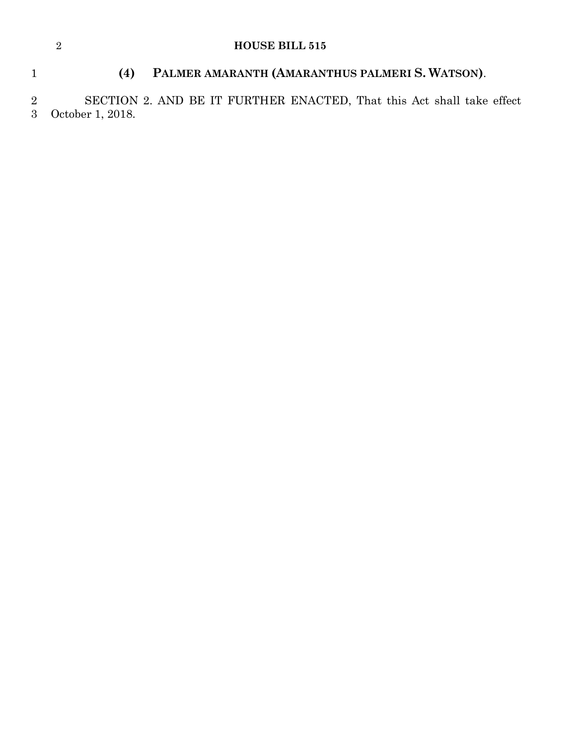**(4) PALMER AMARANTH (AMARANTHUS PALMERI S. WATSON).**

SECTION 2. AND BE IT FURTHER ENACTED, That this Act shall take effect October 1, 2018.